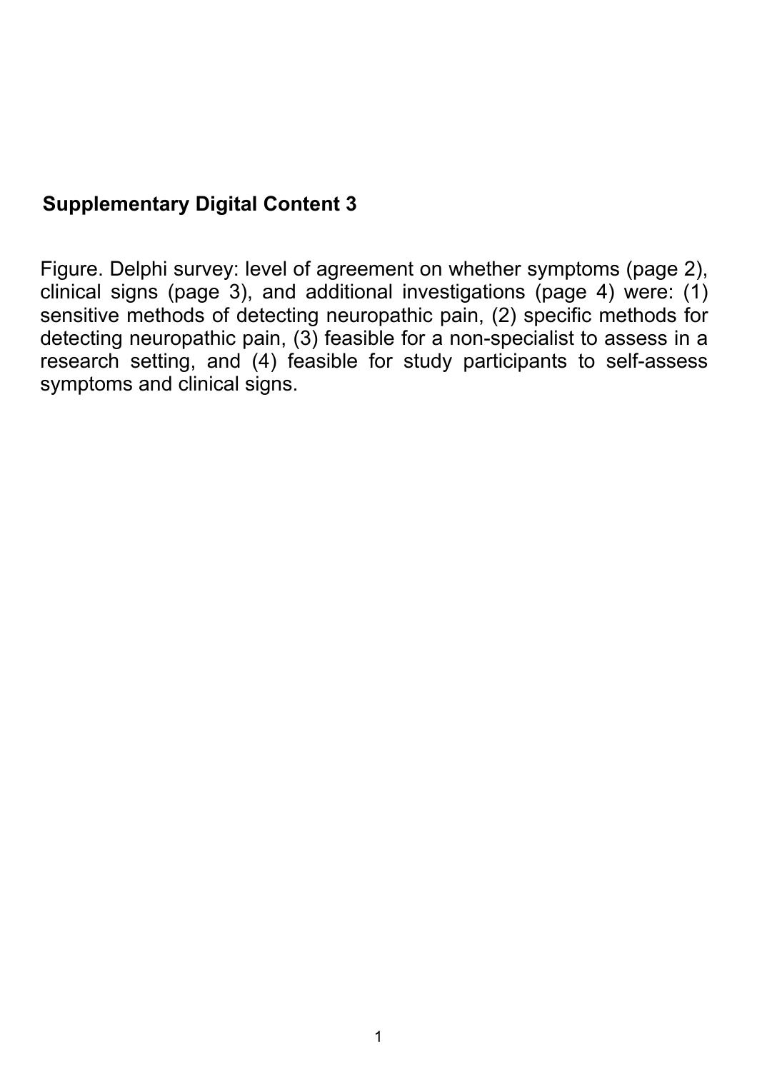**Supplementary Digital Content 3**

Figure. Delphi survey: level of agreement on whether symptoms (page 2), clinical signs (page 3), and additional investigations (page 4) were: (1) sensitive methods of detecting neuropathic pain, (2) specific methods for detecting neuropathic pain, (3) feasible for a non-specialist to assess in a research setting, and (4) feasible for study participants to self-assess symptoms and clinical signs.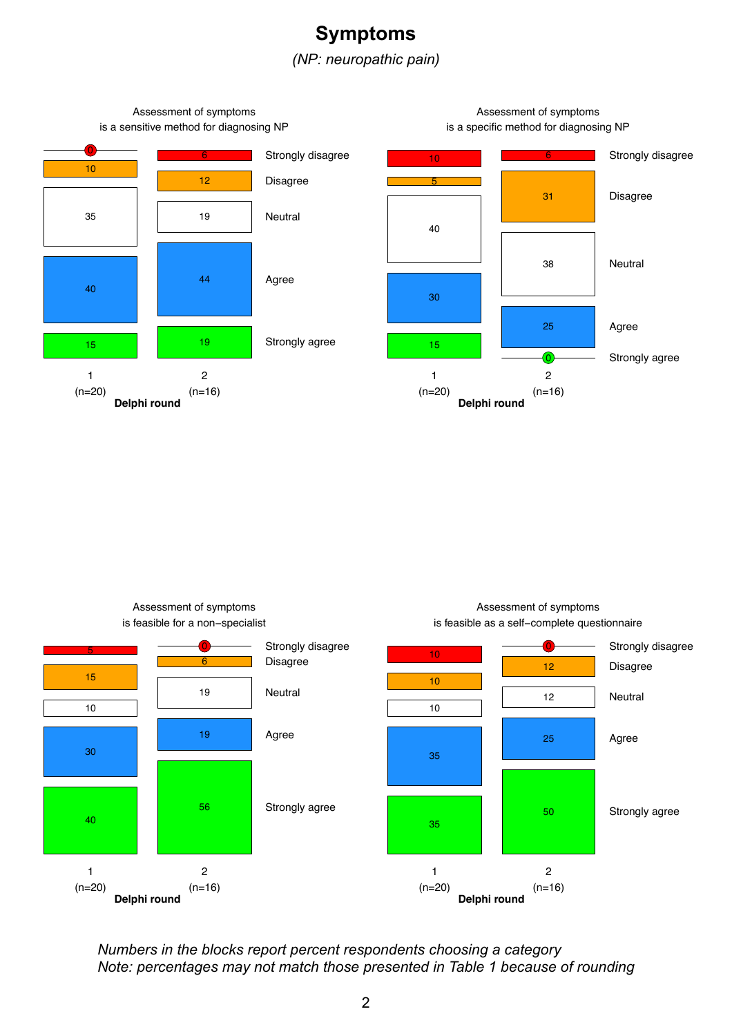# Symptoms

*(NP: neuropathic pain)*

### Assessment of symptoms is a sensitive method for diagnosing NP

| Category | Delphi round 1 (n=20) | Delphi round 2 (n=16) |
|---|---|---|
| Strongly disagree | 0 | 6 |
| Disagree | 10 | 12 |
| Neutral | 35 | 19 |
| Agree | 40 | 44 |
| Strongly agree | 15 | 19 |

### Assessment of symptoms is a specific method for diagnosing NP

| Category | Delphi round 1 (n=20) | Delphi round 2 (n=16) |
|---|---|---|
| Strongly disagree | 10 | 6 |
| Disagree | 5 | 31 |
| Neutral | 40 | 38 |
| Agree | 30 | 25 |
| Strongly agree | 15 | 0 |

### Assessment of symptoms is feasible for a non-specialist

| Category | Delphi round 1 (n=20) | Delphi round 2 (n=16) |
|---|---|---|
| Strongly disagree | 5 | 0 |
| Disagree | 15 | 6 |
| Neutral | 10 | 19 |
| Agree | 30 | 19 |
| Strongly agree | 40 | 56 |

### Assessment of symptoms is feasible as a self-complete questionnaire

| Category | Delphi round 1 (n=20) | Delphi round 2 (n=16) |
|---|---|---|
| Strongly disagree | 10 | 0 |
| Disagree | 10 | 12 |
| Neutral | 10 | 12 |
| Agree | 35 | 25 |
| Strongly agree | 35 | 50 |

*Numbers in the blocks report percent respondents choosing a category*
*Note: percentages may not match those presented in Table 1 because of rounding*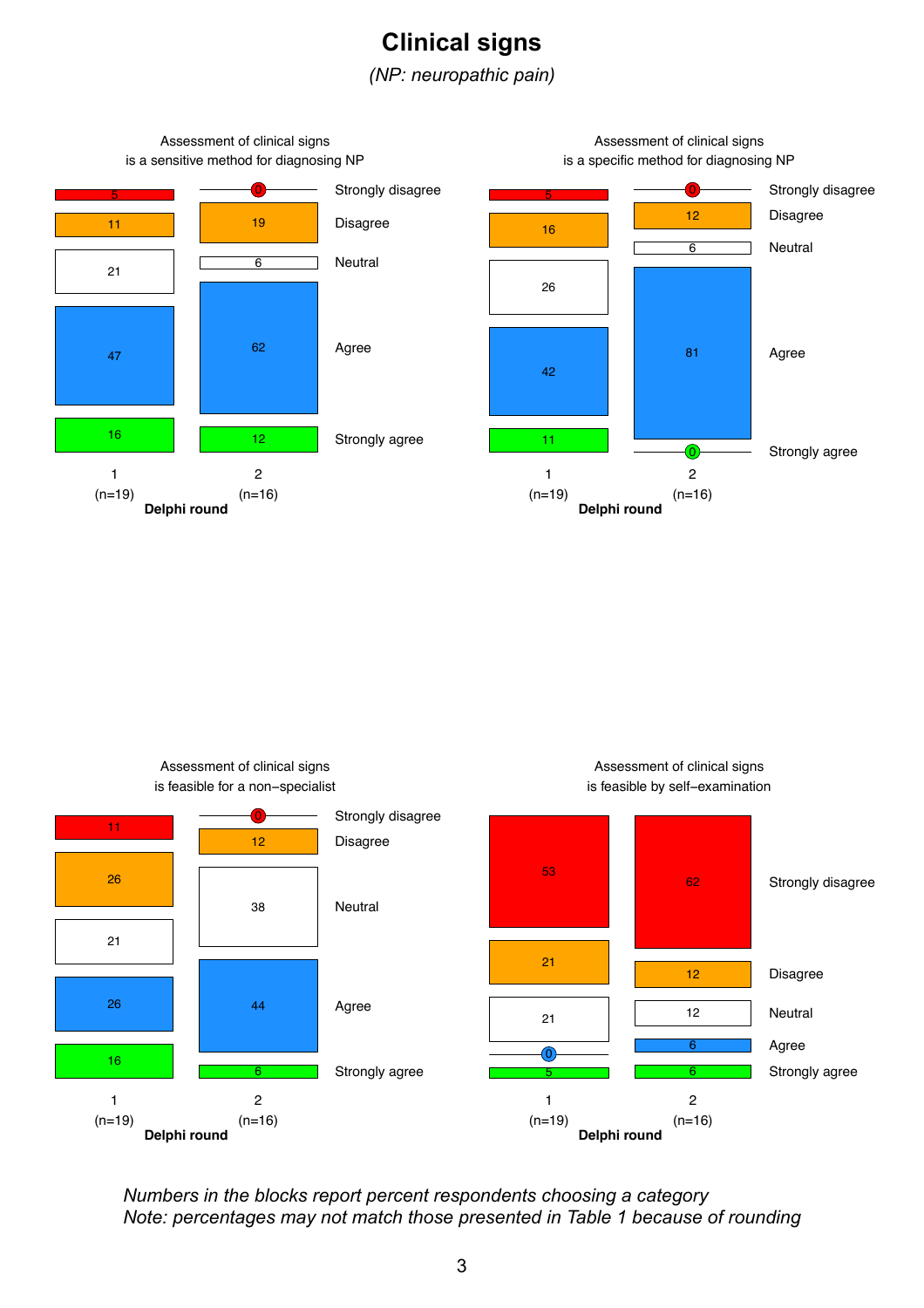# Clinical signs

*(NP: neuropathic pain)*

**Assessment of clinical signs is a sensitive method for diagnosing NP**

| | Round 1 (n=19) | Round 2 (n=16) |
|---|---|---|
| Strongly disagree | 5 | 0 |
| Disagree | 11 | 19 |
| Neutral | 21 | 6 |
| Agree | 47 | 62 |
| Strongly agree | 16 | 12 |

**Assessment of clinical signs is a specific method for diagnosing NP**

| | Round 1 (n=19) | Round 2 (n=16) |
|---|---|---|
| Strongly disagree | 5 | 0 |
| Disagree | 16 | 12 |
| Neutral | 26 | 6 |
| Agree | 42 | 81 |
| Strongly agree | 11 | 0 |

**Assessment of clinical signs is feasible for a non-specialist**

| | Round 1 (n=19) | Round 2 (n=16) |
|---|---|---|
| Strongly disagree | 11 | 0 |
| Disagree | 26 | 12 |
| Neutral | 21 | 38 |
| Agree | 26 | 44 |
| Strongly agree | 16 | 6 |

**Assessment of clinical signs is feasible by self-examination**

| | Round 1 (n=19) | Round 2 (n=16) |
|---|---|---|
| Strongly disagree | 53 | 62 |
| Disagree | 21 | 12 |
| Neutral | 21 | 12 |
| Agree | 0 | 6 |
| Strongly agree | 5 | 6 |

Delphi round

*Numbers in the blocks report percent respondents choosing a category*
*Note: percentages may not match those presented in Table 1 because of rounding*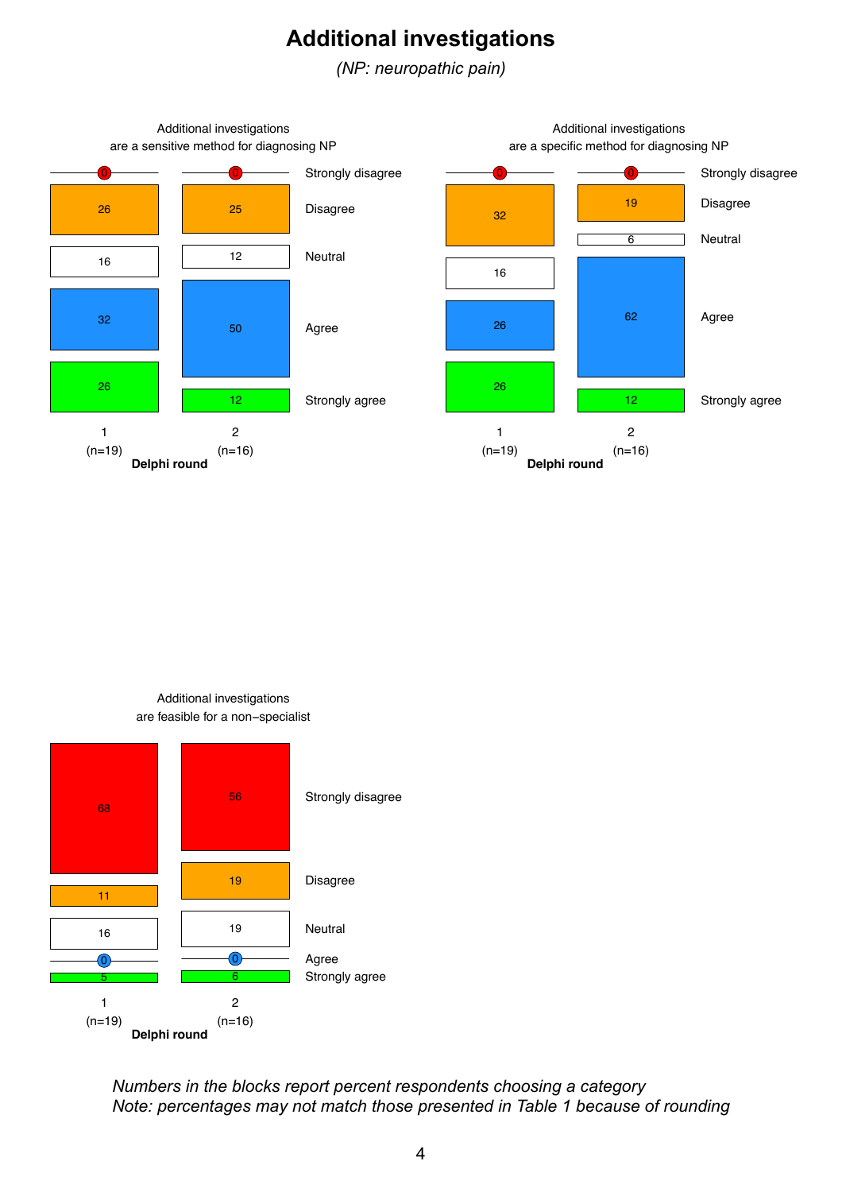# Additional investigations

*(NP: neuropathic pain)*

Additional investigations are a sensitive method for diagnosing NP

0
0
Strongly disagree
26
25
Disagree
16
12
Neutral
32
50
Agree
26
12
Strongly agree
1 (n=19)
2 (n=16)
Delphi round

Additional investigations are a specific method for diagnosing NP

0
0
Strongly disagree
32
19
Disagree
6
Neutral
16
26
62
Agree
26
12
Strongly agree
1 (n=19)
2 (n=16)
Delphi round

Additional investigations are feasible for a non−specialist

68
56
Strongly disagree
11
19
Disagree
16
19
Neutral
0
0
Agree
5
6
Strongly agree
1 (n=19)
2 (n=16)
Delphi round

*Numbers in the blocks report percent respondents choosing a category*
*Note: percentages may not match those presented in Table 1 because of rounding*